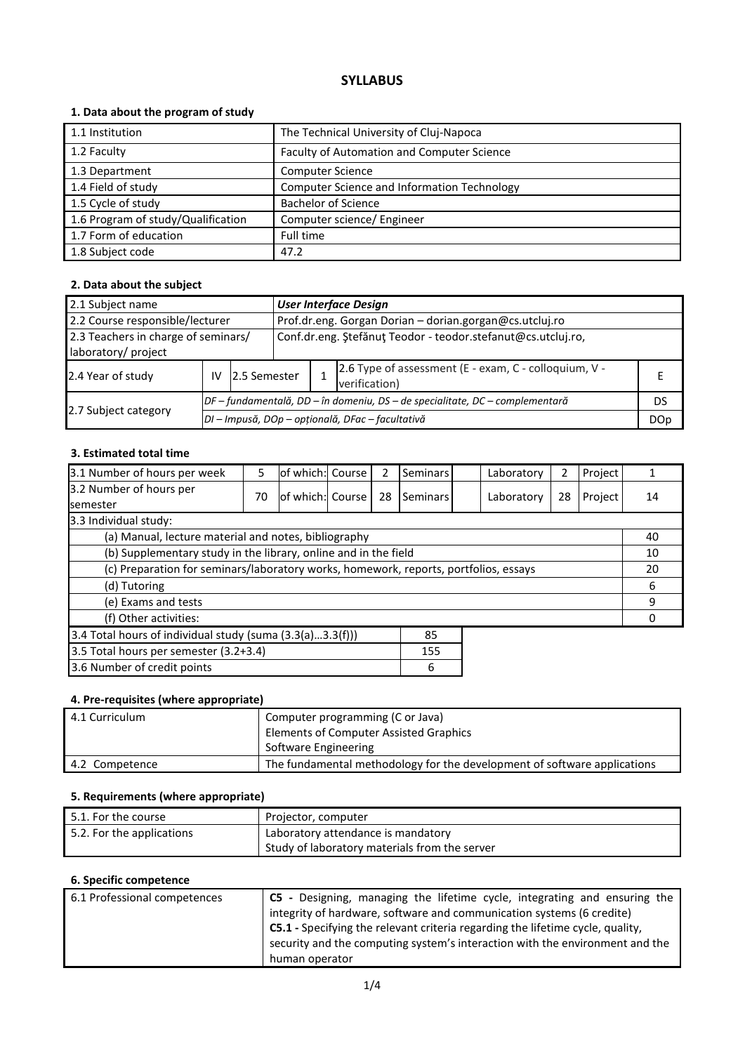# SYLLABUS

### 1. Data about the program of study

| | |
|---|---|
| 1.1 Institution | The Technical University of Cluj-Napoca |
| 1.2 Faculty | Faculty of Automation and Computer Science |
| 1.3 Department | Computer Science |
| 1.4 Field of study | Computer Science and Information Technology |
| 1.5 Cycle of study | Bachelor of Science |
| 1.6 Program of study/Qualification | Computer science/ Engineer |
| 1.7 Form of education | Full time |
| 1.8 Subject code | 47.2 |

### 2. Data about the subject

| | | | | | | |
|---|---|---|---|---|---|---|
| 2.1 Subject name | | | | ***User Interface Design*** | | |
| 2.2 Course responsible/lecturer | | | | Prof.dr.eng. Gorgan Dorian – dorian.gorgan@cs.utcluj.ro | | |
| 2.3 Teachers in charge of seminars/ laboratory/ project | | | | Conf.dr.eng. Ştefănuţ Teodor - teodor.stefanut@cs.utcluj.ro, | | |
| 2.4 Year of study | IV | 2.5 Semester | 1 | 2.6 Type of assessment (E - exam, C - colloquium, V - verification) | | E |
| 2.7 Subject category | *DF – fundamentală, DD – în domeniu, DS – de specialitate, DC – complementară* | | | | | DS |
| | *DI – Impusă, DOp – opțională, DFac – facultativă* | | | | | DOp |

### 3. Estimated total time

| | | | | | | | | | |
|---|---|---|---|---|---|---|---|---|---|
| 3.1 Number of hours per week | 5 | of which: Course | 2 | Seminars | | Laboratory | 2 | Project | 1 |
| 3.2 Number of hours per semester | 70 | of which: Course | 28 | Seminars | | Laboratory | 28 | Project | 14 |

| 3.3 Individual study: | |
|---|---|
| (a) Manual, lecture material and notes, bibliography | 40 |
| (b) Supplementary study in the library, online and in the field | 10 |
| (c) Preparation for seminars/laboratory works, homework, reports, portfolios, essays | 20 |
| (d) Tutoring | 6 |
| (e) Exams and tests | 9 |
| (f) Other activities: | 0 |

| | |
|---|---|
| 3.4 Total hours of individual study (suma (3.3(a)...3.3(f))) | 85 |
| 3.5 Total hours per semester (3.2+3.4) | 155 |
| 3.6 Number of credit points | 6 |

### 4. Pre-requisites (where appropriate)

| | |
|---|---|
| 4.1 Curriculum | Computer programming (C or Java)<br>Elements of Computer Assisted Graphics<br>Software Engineering |
| 4.2 Competence | The fundamental methodology for the development of software applications |

### 5. Requirements (where appropriate)

| | |
|---|---|
| 5.1. For the course | Projector, computer |
| 5.2. For the applications | Laboratory attendance is mandatory<br>Study of laboratory materials from the server |

### 6. Specific competence

| | |
|---|---|
| 6.1 Professional competences | **C5 -** Designing, managing the lifetime cycle, integrating and ensuring the integrity of hardware, software and communication systems (6 credite)<br>**C5.1 -** Specifying the relevant criteria regarding the lifetime cycle, quality, security and the computing system's interaction with the environment and the human operator |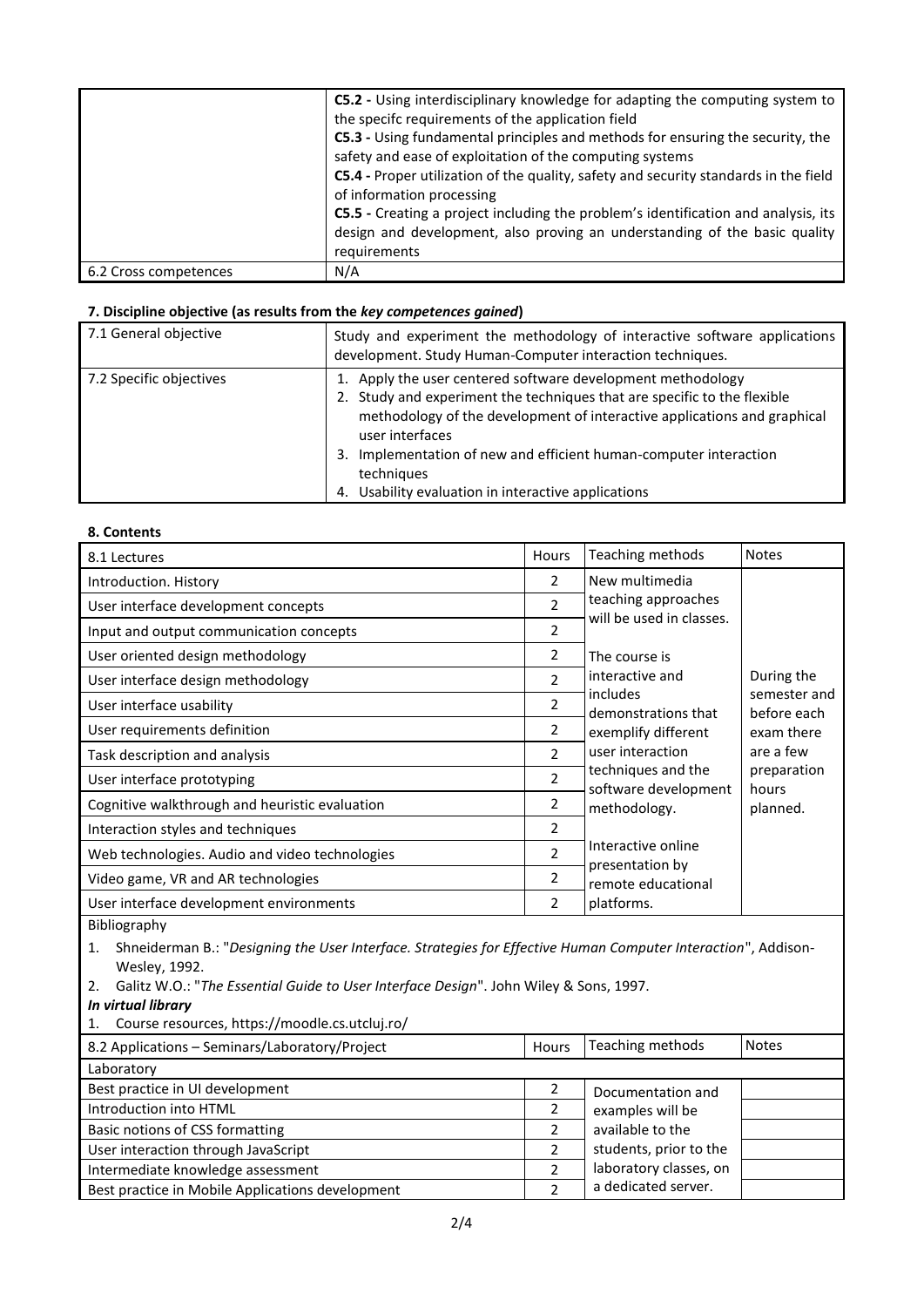| | |
|---|---|
| | **C5.2 -** Using interdisciplinary knowledge for adapting the computing system to the specifc requirements of the application field<br>**C5.3 -** Using fundamental principles and methods for ensuring the security, the safety and ease of exploitation of the computing systems<br>**C5.4 -** Proper utilization of the quality, safety and security standards in the field of information processing<br>**C5.5 -** Creating a project including the problem's identification and analysis, its design and development, also proving an understanding of the basic quality requirements |
| 6.2 Cross competences | N/A |

### 7. Discipline objective (as results from the *key competences gained*)

| | |
|---|---|
| 7.1 General objective | Study and experiment the methodology of interactive software applications development. Study Human-Computer interaction techniques. |
| 7.2 Specific objectives | 1. Apply the user centered software development methodology<br>2. Study and experiment the techniques that are specific to the flexible methodology of the development of interactive applications and graphical user interfaces<br>3. Implementation of new and efficient human-computer interaction techniques<br>4. Usability evaluation in interactive applications |

### 8. Contents

| 8.1 Lectures | Hours | Teaching methods | Notes |
|---|---|---|---|
| Introduction. History | 2 | New multimedia teaching approaches will be used in classes.<br><br>The course is interactive and includes demonstrations that exemplify different user interaction techniques and the software development methodology.<br><br>Interactive online presentation by remote educational platforms. | During the semester and before each exam there are a few preparation hours planned. |
| User interface development concepts | 2 | | |
| Input and output communication concepts | 2 | | |
| User oriented design methodology | 2 | | |
| User interface design methodology | 2 | | |
| User interface usability | 2 | | |
| User requirements definition | 2 | | |
| Task description and analysis | 2 | | |
| User interface prototyping | 2 | | |
| Cognitive walkthrough and heuristic evaluation | 2 | | |
| Interaction styles and techniques | 2 | | |
| Web technologies. Audio and video technologies | 2 | | |
| Video game, VR and AR technologies | 2 | | |
| User interface development environments | 2 | | |

Bibliography

1. Shneiderman B.: "*Designing the User Interface. Strategies for Effective Human Computer Interaction*", Addison-Wesley, 1992.
2. Galitz W.O.: "*The Essential Guide to User Interface Design*". John Wiley & Sons, 1997.

***In virtual library***

1. Course resources, https://moodle.cs.utcluj.ro/

| 8.2 Applications – Seminars/Laboratory/Project | Hours | Teaching methods | Notes |
|---|---|---|---|
| Laboratory | | | |
| Best practice in UI development | 2 | Documentation and examples will be available to the students, prior to the laboratory classes, on a dedicated server. | |
| Introduction into HTML | 2 | | |
| Basic notions of CSS formatting | 2 | | |
| User interaction through JavaScript | 2 | | |
| Intermediate knowledge assessment | 2 | | |
| Best practice in Mobile Applications development | 2 | | |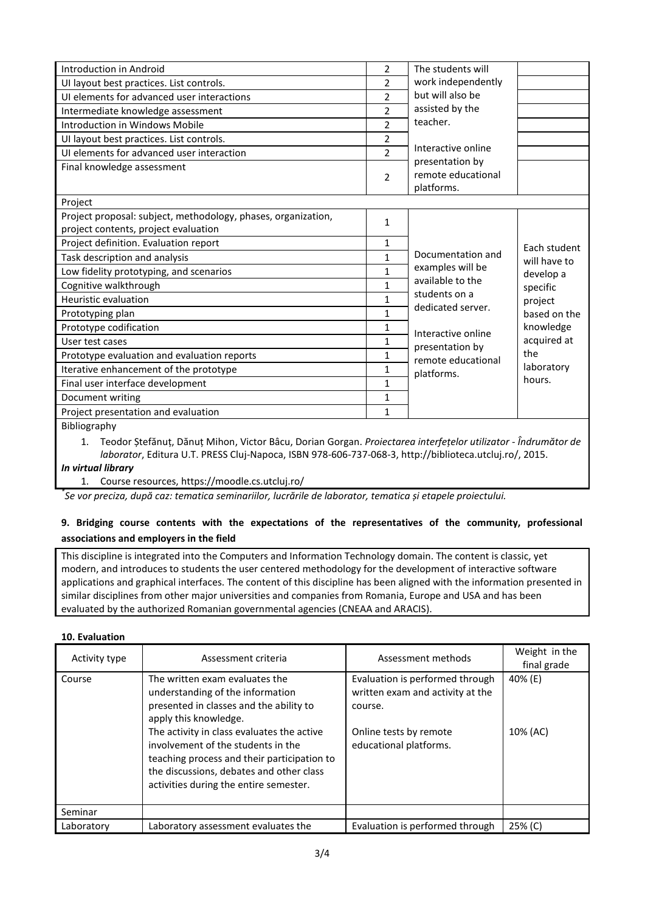| | | | |
|---|---|---|---|
| Introduction in Android | 2 | The students will work independently but will also be assisted by the teacher.<br><br>Interactive online presentation by remote educational platforms. | |
| UI layout best practices. List controls. | 2 | | |
| UI elements for advanced user interactions | 2 | | |
| Intermediate knowledge assessment | 2 | | |
| Introduction in Windows Mobile | 2 | | |
| UI layout best practices. List controls. | 2 | | |
| UI elements for advanced user interaction | 2 | | |
| Final knowledge assessment | 2 | | |
| Project | | | |
| Project proposal: subject, methodology, phases, organization, project contents, project evaluation | 1 | Documentation and examples will be available to the students on a dedicated server.<br><br>Interactive online presentation by remote educational platforms. | Each student will have to develop a specific project based on the knowledge acquired at the laboratory hours. |
| Project definition. Evaluation report | 1 | | |
| Task description and analysis | 1 | | |
| Low fidelity prototyping, and scenarios | 1 | | |
| Cognitive walkthrough | 1 | | |
| Heuristic evaluation | 1 | | |
| Prototyping plan | 1 | | |
| Prototype codification | 1 | | |
| User test cases | 1 | | |
| Prototype evaluation and evaluation reports | 1 | | |
| Iterative enhancement of the prototype | 1 | | |
| Final user interface development | 1 | | |
| Document writing | 1 | | |
| Project presentation and evaluation | 1 | | |

Bibliography

1. Teodor Ștefănuț, Dănuț Mihon, Victor Bâcu, Dorian Gorgan. *Proiectarea interfețelor utilizator - Îndrumător de laborator*, Editura U.T. PRESS Cluj-Napoca, ISBN 978-606-737-068-3, http://biblioteca.utcluj.ro/, 2015.

***In virtual library***

1. Course resources, https://moodle.cs.utcluj.ro/

*Se vor preciza, după caz: tematica seminariilor, lucrările de laborator, tematica și etapele proiectului.*

### 9. Bridging course contents with the expectations of the representatives of the community, professional associations and employers in the field

This discipline is integrated into the Computers and Information Technology domain. The content is classic, yet modern, and introduces to students the user centered methodology for the development of interactive software applications and graphical interfaces. The content of this discipline has been aligned with the information presented in similar disciplines from other major universities and companies from Romania, Europe and USA and has been evaluated by the authorized Romanian governmental agencies (CNEAA and ARACIS).

### 10. Evaluation

| Activity type | Assessment criteria | Assessment methods | Weight in the final grade |
|---|---|---|---|
| Course | The written exam evaluates the understanding of the information presented in classes and the ability to apply this knowledge.<br>The activity in class evaluates the active involvement of the students in the teaching process and their participation to the discussions, debates and other class activities during the entire semester. | Evaluation is performed through written exam and activity at the course.<br><br>Online tests by remote educational platforms. | 40% (E)<br><br>10% (AC) |
| Seminar | | | |
| Laboratory | Laboratory assessment evaluates the | Evaluation is performed through | 25% (C) |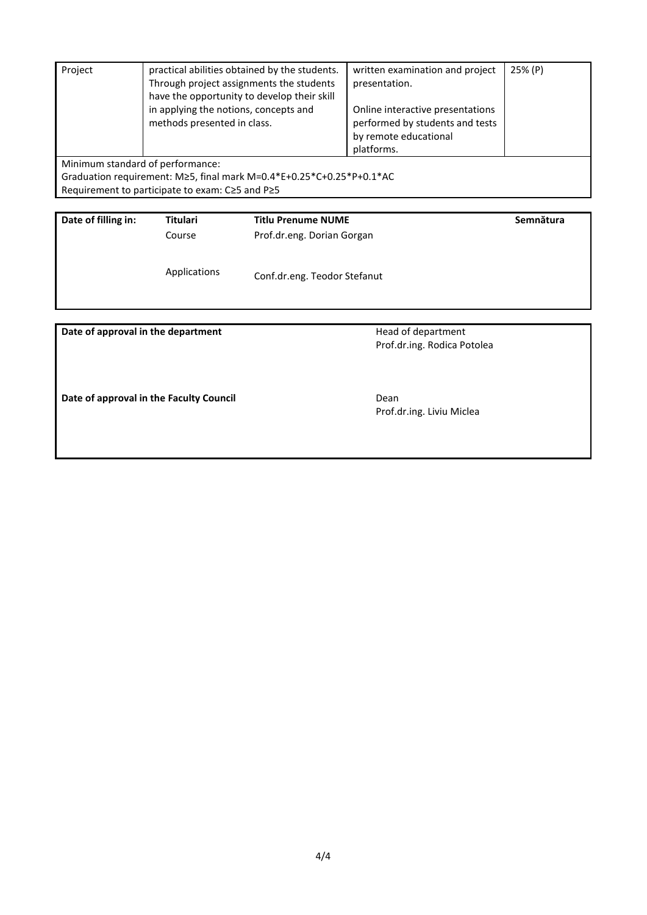| | | | |
|---|---|---|---|
| Project | practical abilities obtained by the students. Through project assignments the students have the opportunity to develop their skill in applying the notions, concepts and methods presented in class. | written examination and project presentation. Online interactive presentations performed by students and tests by remote educational platforms. | 25% (P) |

Minimum standard of performance:
Graduation requirement: M≥5, final mark M=0.4*E+0.25*C+0.25*P+0.1*AC
Requirement to participate to exam: C≥5 and P≥5

| Date of filling in: | Titulari | Titlu Prenume NUME | Semnătura |
|---|---|---|---|
| | Course | Prof.dr.eng. Dorian Gorgan | |
| | Applications | Conf.dr.eng. Teodor Stefanut | |

| | |
|---|---|
| **Date of approval in the department** | Head of department<br>Prof.dr.ing. Rodica Potolea |
| **Date of approval in the Faculty Council** | Dean<br>Prof.dr.ing. Liviu Miclea |